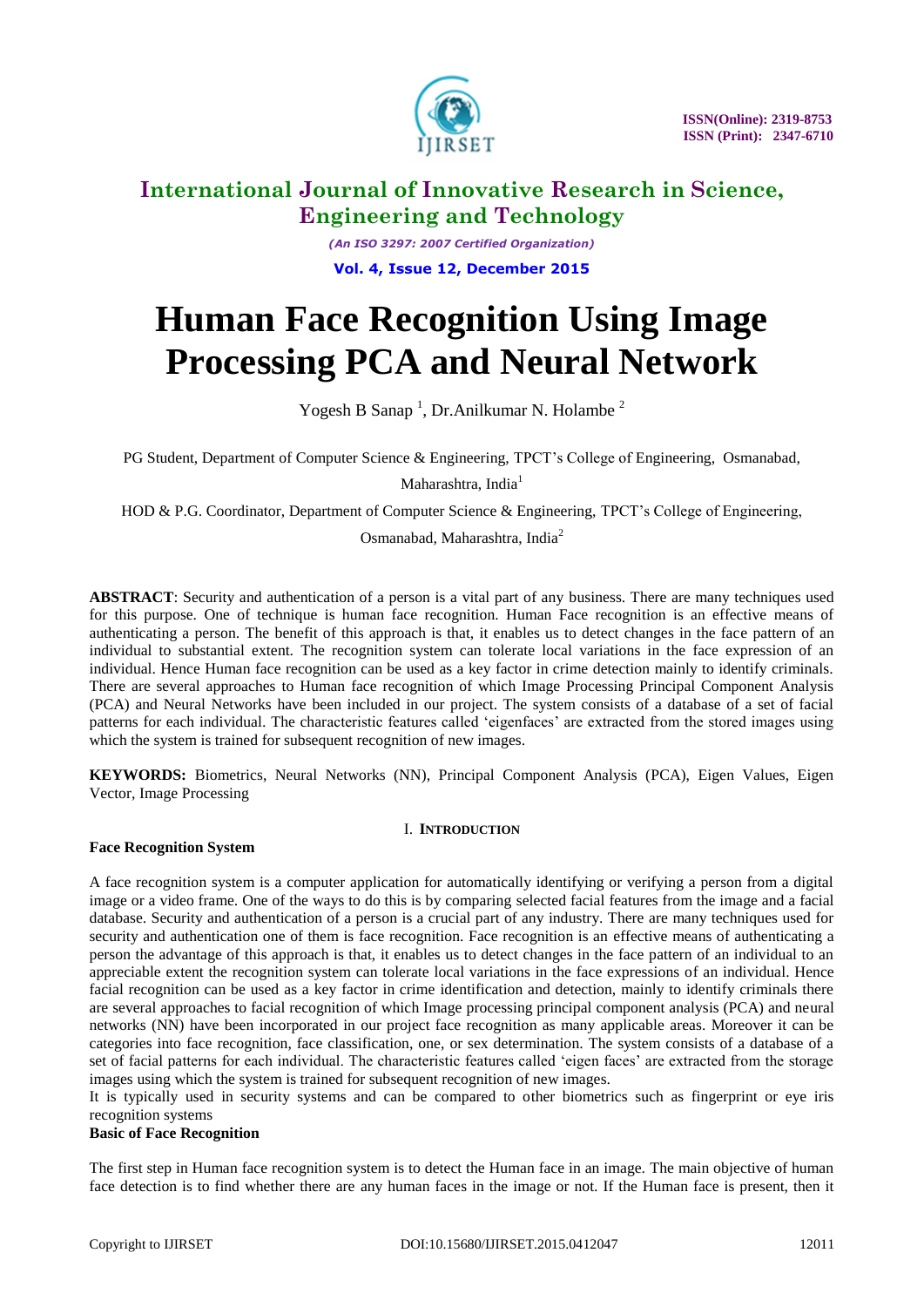# International Journal of Innovative Research in Science, Engineering and Technology

*(An ISO 3297: 2007 Certified Organization)*

**Vol. 4, Issue 12, December 2015**

# Human Face Recognition Using Image Processing PCA and Neural Network

Yogesh B Sanap [1], Dr.Anilkumar N. Holambe [2]

PG Student, Department of Computer Science & Engineering, TPCT's College of Engineering, Osmanabad, Maharashtra, India[1]

HOD & P.G. Coordinator, Department of Computer Science & Engineering, TPCT's College of Engineering, Osmanabad, Maharashtra, India[2]

**ABSTRACT**: Security and authentication of a person is a vital part of any business. There are many techniques used for this purpose. One of technique is human face recognition. Human Face recognition is an effective means of authenticating a person. The benefit of this approach is that, it enables us to detect changes in the face pattern of an individual to substantial extent. The recognition system can tolerate local variations in the face expression of an individual. Hence Human face recognition can be used as a key factor in crime detection mainly to identify criminals. There are several approaches to Human face recognition of which Image Processing Principal Component Analysis (PCA) and Neural Networks have been included in our project. The system consists of a database of a set of facial patterns for each individual. The characteristic features called 'eigenfaces' are extracted from the stored images using which the system is trained for subsequent recognition of new images.

**KEYWORDS:** Biometrics, Neural Networks (NN), Principal Component Analysis (PCA), Eigen Values, Eigen Vector, Image Processing

## I. INTRODUCTION

**Face Recognition System**

A face recognition system is a computer application for automatically identifying or verifying a person from a digital image or a video frame. One of the ways to do this is by comparing selected facial features from the image and a facial database. Security and authentication of a person is a crucial part of any industry. There are many techniques used for security and authentication one of them is face recognition. Face recognition is an effective means of authenticating a person the advantage of this approach is that, it enables us to detect changes in the face pattern of an individual to an appreciable extent the recognition system can tolerate local variations in the face expressions of an individual. Hence facial recognition can be used as a key factor in crime identification and detection, mainly to identify criminals there are several approaches to facial recognition of which Image processing principal component analysis (PCA) and neural networks (NN) have been incorporated in our project face recognition as many applicable areas. Moreover it can be categories into face recognition, face classification, one, or sex determination. The system consists of a database of a set of facial patterns for each individual. The characteristic features called 'eigen faces' are extracted from the storage images using which the system is trained for subsequent recognition of new images.
It is typically used in security systems and can be compared to other biometrics such as fingerprint or eye iris recognition systems

**Basic of Face Recognition**

The first step in Human face recognition system is to detect the Human face in an image. The main objective of human face detection is to find whether there are any human faces in the image or not. If the Human face is present, then it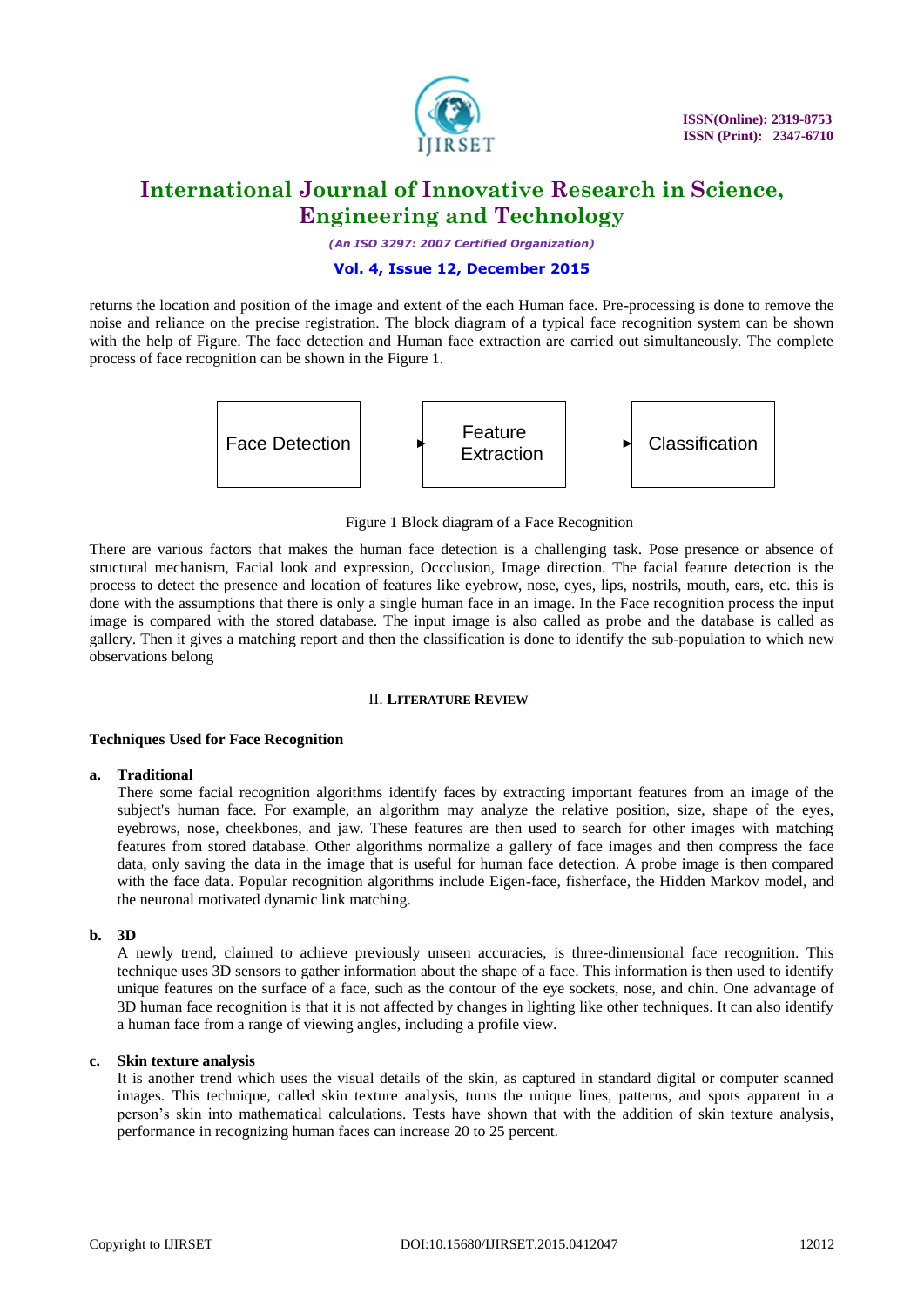returns the location and position of the image and extent of the each Human face. Pre-processing is done to remove the noise and reliance on the precise registration. The block diagram of a typical face recognition system can be shown with the help of Figure. The face detection and Human face extraction are carried out simultaneously. The complete process of face recognition can be shown in the Figure 1.

Face Detection → Feature Extraction → Classification

Figure 1 Block diagram of a Face Recognition

There are various factors that makes the human face detection is a challenging task. Pose presence or absence of structural mechanism, Facial look and expression, Occclusion, Image direction. The facial feature detection is the process to detect the presence and location of features like eyebrow, nose, eyes, lips, nostrils, mouth, ears, etc. this is done with the assumptions that there is only a single human face in an image. In the Face recognition process the input image is compared with the stored database. The input image is also called as probe and the database is called as gallery. Then it gives a matching report and then the classification is done to identify the sub-population to which new observations belong

## II. LITERATURE REVIEW

### Techniques Used for Face Recognition

**a. Traditional**

There some facial recognition algorithms identify faces by extracting important features from an image of the subject's human face. For example, an algorithm may analyze the relative position, size, shape of the eyes, eyebrows, nose, cheekbones, and jaw. These features are then used to search for other images with matching features from stored database. Other algorithms normalize a gallery of face images and then compress the face data, only saving the data in the image that is useful for human face detection. A probe image is then compared with the face data. Popular recognition algorithms include Eigen-face, fisherface, the Hidden Markov model, and the neuronal motivated dynamic link matching.

**b. 3D**

A newly trend, claimed to achieve previously unseen accuracies, is three-dimensional face recognition. This technique uses 3D sensors to gather information about the shape of a face. This information is then used to identify unique features on the surface of a face, such as the contour of the eye sockets, nose, and chin. One advantage of 3D human face recognition is that it is not affected by changes in lighting like other techniques. It can also identify a human face from a range of viewing angles, including a profile view.

**c. Skin texture analysis**

It is another trend which uses the visual details of the skin, as captured in standard digital or computer scanned images. This technique, called skin texture analysis, turns the unique lines, patterns, and spots apparent in a person's skin into mathematical calculations. Tests have shown that with the addition of skin texture analysis, performance in recognizing human faces can increase 20 to 25 percent.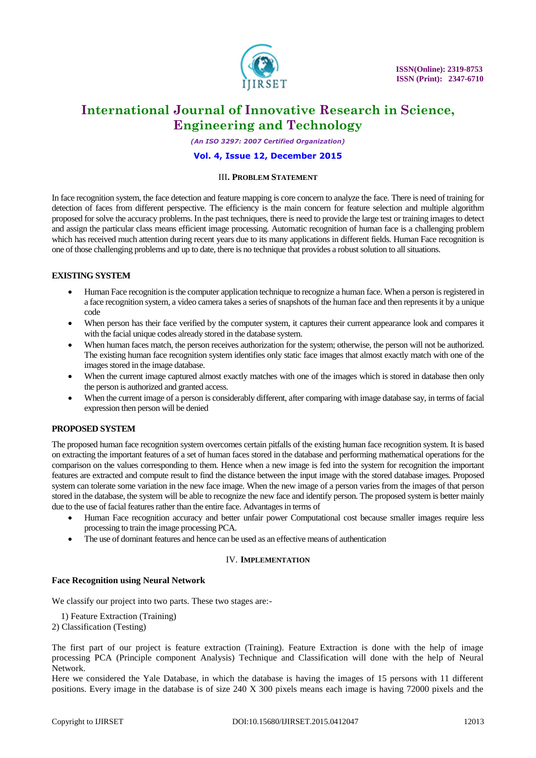## III. Problem Statement

In face recognition system, the face detection and feature mapping is core concern to analyze the face. There is need of training for detection of faces from different perspective. The efficiency is the main concern for feature selection and multiple algorithm proposed for solve the accuracy problems. In the past techniques, there is need to provide the large test or training images to detect and assign the particular class means efficient image processing. Automatic recognition of human face is a challenging problem which has received much attention during recent years due to its many applications in different fields. Human Face recognition is one of those challenging problems and up to date, there is no technique that provides a robust solution to all situations.

### EXISTING SYSTEM

- Human Face recognition is the computer application technique to recognize a human face. When a person is registered in a face recognition system, a video camera takes a series of snapshots of the human face and then represents it by a unique code
- When person has their face verified by the computer system, it captures their current appearance look and compares it with the facial unique codes already stored in the database system.
- When human faces match, the person receives authorization for the system; otherwise, the person will not be authorized. The existing human face recognition system identifies only static face images that almost exactly match with one of the images stored in the image database.
- When the current image captured almost exactly matches with one of the images which is stored in database then only the person is authorized and granted access.
- When the current image of a person is considerably different, after comparing with image database say, in terms of facial expression then person will be denied

### PROPOSED SYSTEM

The proposed human face recognition system overcomes certain pitfalls of the existing human face recognition system. It is based on extracting the important features of a set of human faces stored in the database and performing mathematical operations for the comparison on the values corresponding to them. Hence when a new image is fed into the system for recognition the important features are extracted and compute result to find the distance between the input image with the stored database images. Proposed system can tolerate some variation in the new face image. When the new image of a person varies from the images of that person stored in the database, the system will be able to recognize the new face and identify person. The proposed system is better mainly due to the use of facial features rather than the entire face. Advantages in terms of

- Human Face recognition accuracy and better unfair power Computational cost because smaller images require less processing to train the image processing PCA.
- The use of dominant features and hence can be used as an effective means of authentication

## IV. Implementation

### Face Recognition using Neural Network

We classify our project into two parts. These two stages are:-

1) Feature Extraction (Training)
2) Classification (Testing)

The first part of our project is feature extraction (Training). Feature Extraction is done with the help of image processing PCA (Principle component Analysis) Technique and Classification will done with the help of Neural Network.

Here we considered the Yale Database, in which the database is having the images of 15 persons with 11 different positions. Every image in the database is of size 240 X 300 pixels means each image is having 72000 pixels and the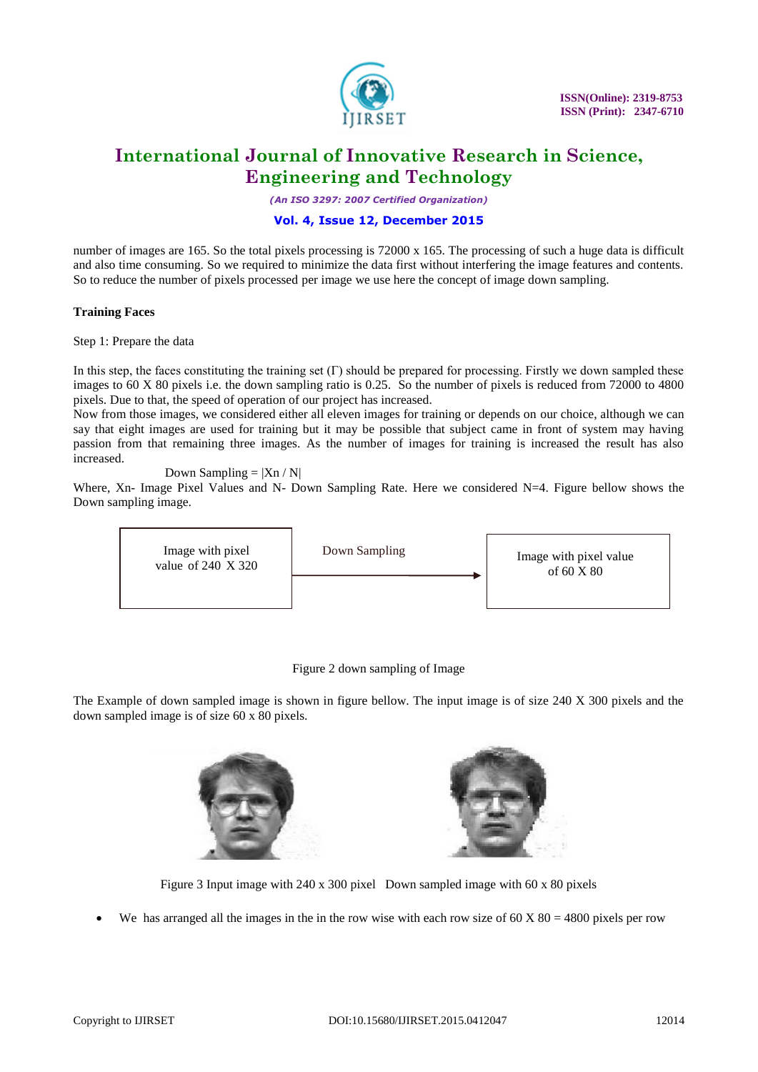number of images are 165. So the total pixels processing is 72000 x 165. The processing of such a huge data is difficult and also time consuming. So we required to minimize the data first without interfering the image features and contents. So to reduce the number of pixels processed per image we use here the concept of image down sampling.

**Training Faces**

Step 1: Prepare the data

In this step, the faces constituting the training set (Γ) should be prepared for processing. Firstly we down sampled these images to 60 X 80 pixels i.e. the down sampling ratio is 0.25. So the number of pixels is reduced from 72000 to 4800 pixels. Due to that, the speed of operation of our project has increased.

Now from those images, we considered either all eleven images for training or depends on our choice, although we can say that eight images are used for training but it may be possible that subject came in front of system may having passion from that remaining three images. As the number of images for training is increased the result has also increased.

$$\text{Down Sampling} = |X_n / N|$$

Where, Xn- Image Pixel Values and N- Down Sampling Rate. Here we considered N=4. Figure bellow shows the Down sampling image.

| Image with pixel value of 240 X 320 | Down Sampling → | Image with pixel value of 60 X 80 |
|---|---|---|

Figure 2 down sampling of Image

The Example of down sampled image is shown in figure bellow. The input image is of size 240 X 300 pixels and the down sampled image is of size 60 x 80 pixels.

Figure 3 Input image with 240 x 300 pixel Down sampled image with 60 x 80 pixels

- We has arranged all the images in the in the row wise with each row size of 60 X 80 = 4800 pixels per row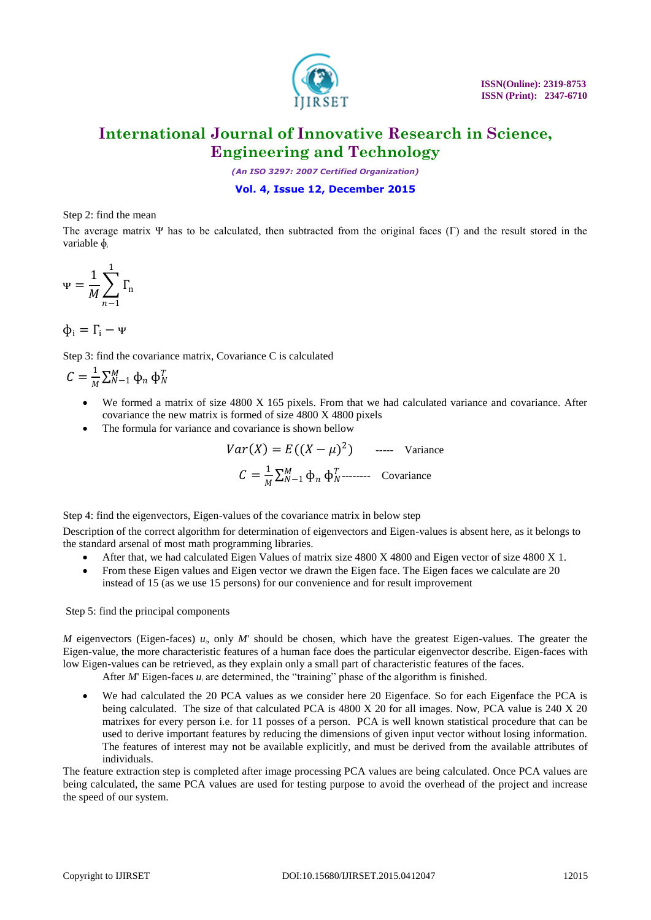Step 2: find the mean

The average matrix Ψ has to be calculated, then subtracted from the original faces (Γ) and the result stored in the variable $\phi_i$

$$\Psi = \frac{1}{M}\sum_{n-1}^{1}\Gamma_n$$

$$\phi_i = \Gamma_i - \Psi$$

Step 3: find the covariance matrix, Covariance C is calculated

$$C = \frac{1}{M}\sum_{N-1}^{M}\phi_n\,\phi_N^T$$

- We formed a matrix of size 4800 X 165 pixels. From that we had calculated variance and covariance. After covariance the new matrix is formed of size 4800 X 4800 pixels
- The formula for variance and covariance is shown bellow

$$Var(X) = E((X-\mu)^2) \quad \text{----- Variance}$$

$$C = \frac{1}{M}\sum_{N-1}^{M}\phi_n\,\phi_N^T \quad \text{-------- Covariance}$$

Step 4: find the eigenvectors, Eigen-values of the covariance matrix in below step

Description of the correct algorithm for determination of eigenvectors and Eigen-values is absent here, as it belongs to the standard arsenal of most math programming libraries.

- After that, we had calculated Eigen Values of matrix size 4800 X 4800 and Eigen vector of size 4800 X 1.
- From these Eigen values and Eigen vector we drawn the Eigen face. The Eigen faces we calculate are 20 instead of 15 (as we use 15 persons) for our convenience and for result improvement

Step 5: find the principal components

*M* eigenvectors (Eigen-faces) $u_i$, only *M*' should be chosen, which have the greatest Eigen-values. The greater the Eigen-value, the more characteristic features of a human face does the particular eigenvector describe. Eigen-faces with low Eigen-values can be retrieved, as they explain only a small part of characteristic features of the faces.

After *M*' Eigen-faces $u_i$ are determined, the "training" phase of the algorithm is finished.

- We had calculated the 20 PCA values as we consider here 20 Eigenface. So for each Eigenface the PCA is being calculated. The size of that calculated PCA is 4800 X 20 for all images. Now, PCA value is 240 X 20 matrixes for every person i.e. for 11 posses of a person. PCA is well known statistical procedure that can be used to derive important features by reducing the dimensions of given input vector without losing information. The features of interest may not be available explicitly, and must be derived from the available attributes of individuals.

The feature extraction step is completed after image processing PCA values are being calculated. Once PCA values are being calculated, the same PCA values are used for testing purpose to avoid the overhead of the project and increase the speed of our system.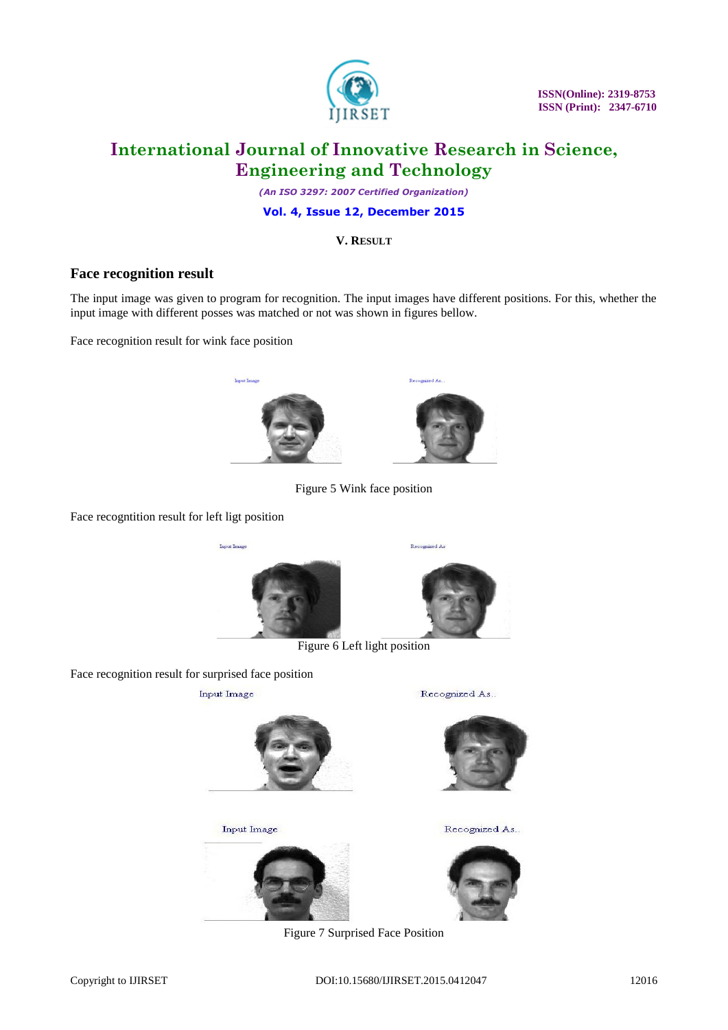## V. RESULT

### Face recognition result

The input image was given to program for recognition. The input images have different positions. For this, whether the input image with different posses was matched or not was shown in figures bellow.

Face recognition result for wink face position

Input Image Recognized As..

Figure 5 Wink face position

Face recogntition result for left ligt position

Input Image Recognized As

Figure 6 Left light position

Face recognition result for surprised face position

Input Image Recognized As..

Input Image Recognized As..

Figure 7 Surprised Face Position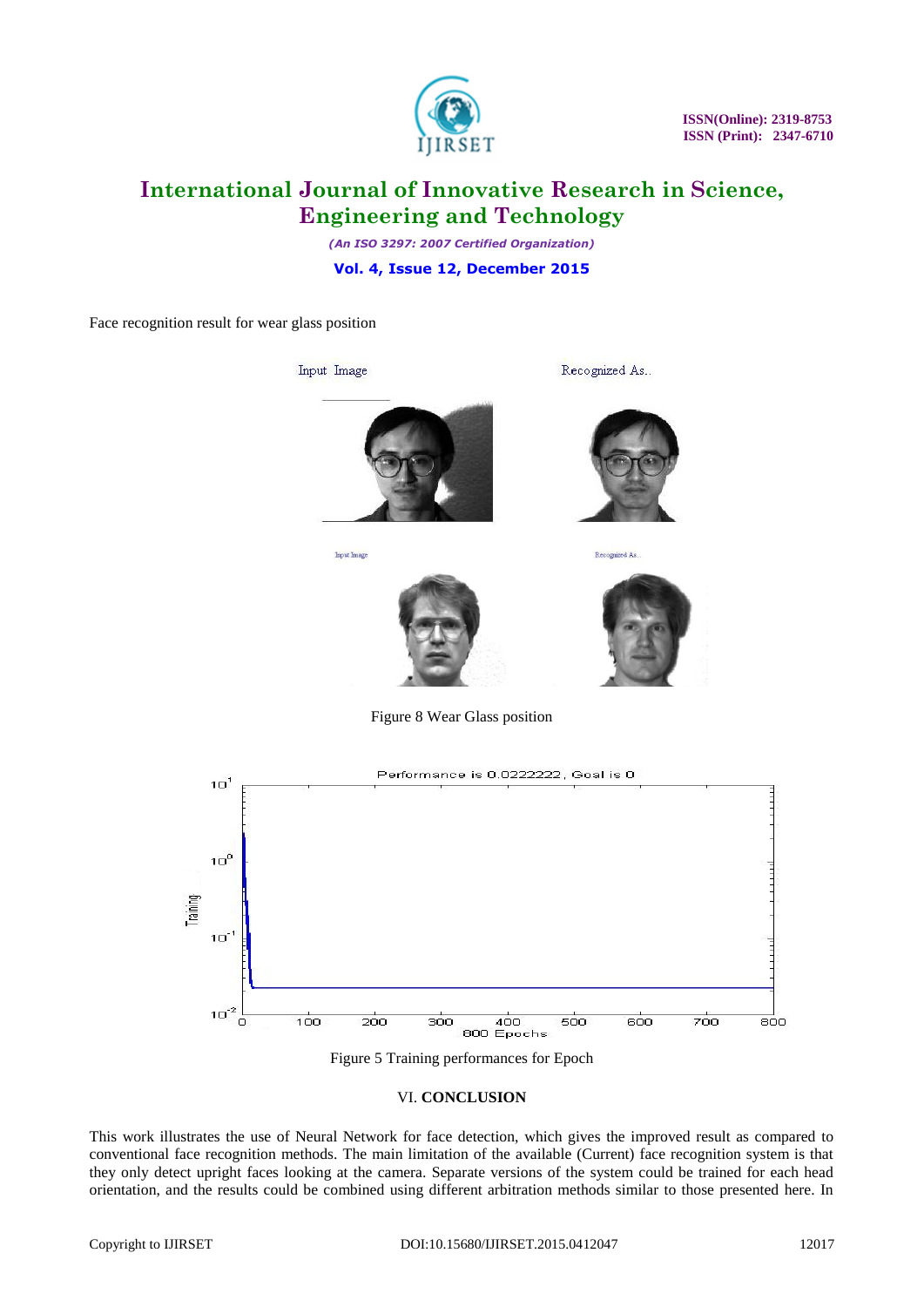Face recognition result for wear glass position

Figure 8 Wear Glass position

Figure 5 Training performances for Epoch

## VI. CONCLUSION

This work illustrates the use of Neural Network for face detection, which gives the improved result as compared to conventional face recognition methods. The main limitation of the available (Current) face recognition system is that they only detect upright faces looking at the camera. Separate versions of the system could be trained for each head orientation, and the results could be combined using different arbitration methods similar to those presented here. In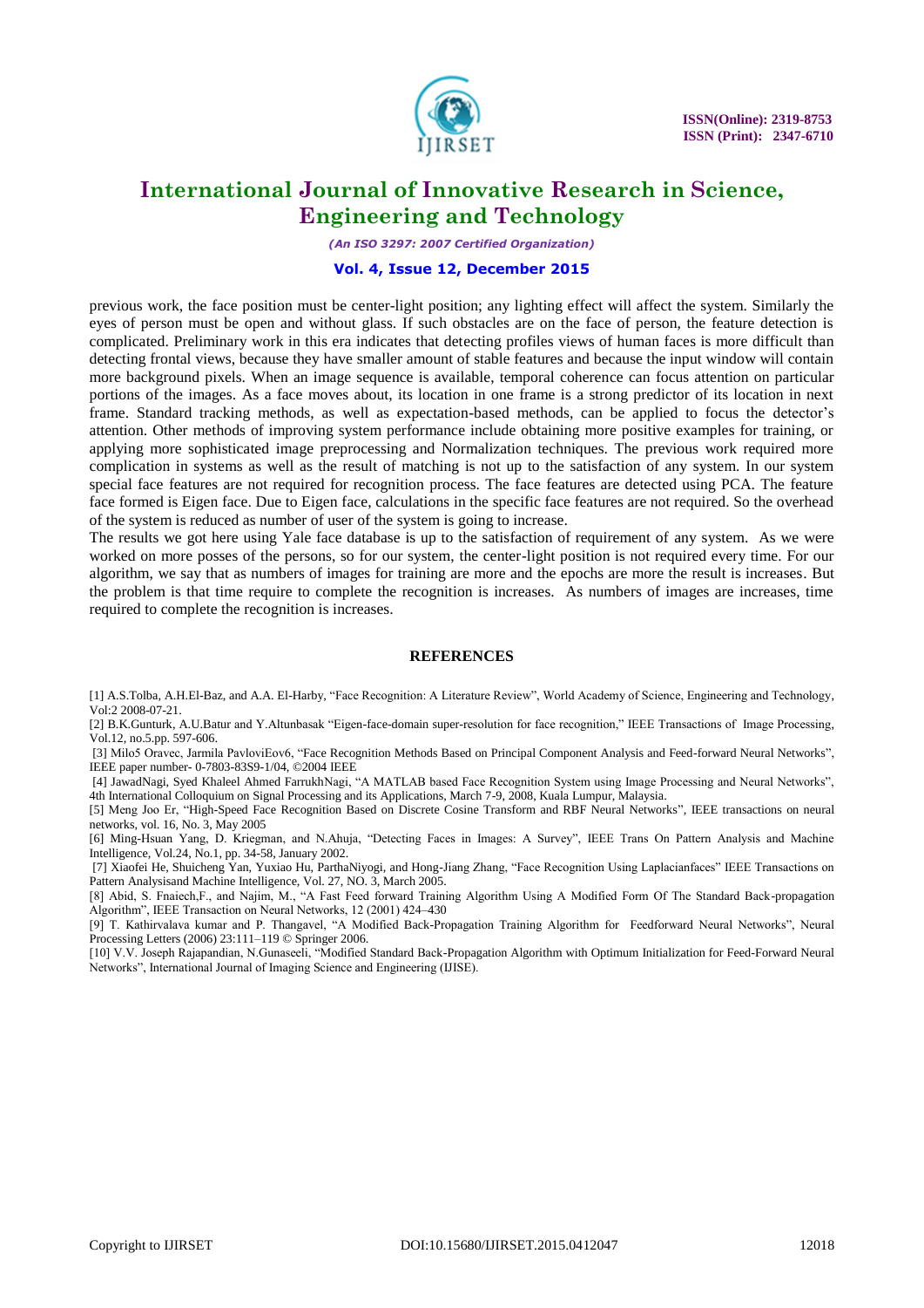previous work, the face position must be center-light position; any lighting effect will affect the system. Similarly the eyes of person must be open and without glass. If such obstacles are on the face of person, the feature detection is complicated. Preliminary work in this era indicates that detecting profiles views of human faces is more difficult than detecting frontal views, because they have smaller amount of stable features and because the input window will contain more background pixels. When an image sequence is available, temporal coherence can focus attention on particular portions of the images. As a face moves about, its location in one frame is a strong predictor of its location in next frame. Standard tracking methods, as well as expectation-based methods, can be applied to focus the detector's attention. Other methods of improving system performance include obtaining more positive examples for training, or applying more sophisticated image preprocessing and Normalization techniques. The previous work required more complication in systems as well as the result of matching is not up to the satisfaction of any system. In our system special face features are not required for recognition process. The face features are detected using PCA. The feature face formed is Eigen face. Due to Eigen face, calculations in the specific face features are not required. So the overhead of the system is reduced as number of user of the system is going to increase.

The results we got here using Yale face database is up to the satisfaction of requirement of any system. As we were worked on more posses of the persons, so for our system, the center-light position is not required every time. For our algorithm, we say that as numbers of images for training are more and the epochs are more the result is increases. But the problem is that time require to complete the recognition is increases. As numbers of images are increases, time required to complete the recognition is increases.

## REFERENCES

[1] A.S.Tolba, A.H.El-Baz, and A.A. El-Harby, "Face Recognition: A Literature Review", World Academy of Science, Engineering and Technology, Vol:2 2008-07-21.

[2] B.K.Gunturk, A.U.Batur and Y.Altunbasak "Eigen-face-domain super-resolution for face recognition," IEEE Transactions of Image Processing, Vol.12, no.5.pp. 597-606.

[3] Milo5 Oravec, Jarmila PavloviEov6, "Face Recognition Methods Based on Principal Component Analysis and Feed-forward Neural Networks", IEEE paper number- 0-7803-83S9-1/04, ©2004 IEEE

[4] JawadNagi, Syed Khaleel Ahmed FarrukhNagi, "A MATLAB based Face Recognition System using Image Processing and Neural Networks", 4th International Colloquium on Signal Processing and its Applications, March 7-9, 2008, Kuala Lumpur, Malaysia.

[5] Meng Joo Er, "High-Speed Face Recognition Based on Discrete Cosine Transform and RBF Neural Networks", IEEE transactions on neural networks, vol. 16, No. 3, May 2005

[6] Ming-Hsuan Yang, D. Kriegman, and N.Ahuja, "Detecting Faces in Images: A Survey", IEEE Trans On Pattern Analysis and Machine Intelligence, Vol.24, No.1, pp. 34-58, January 2002.

[7] Xiaofei He, Shuicheng Yan, Yuxiao Hu, ParthaNiyogi, and Hong-Jiang Zhang, "Face Recognition Using Laplacianfaces" IEEE Transactions on Pattern Analysisand Machine Intelligence, Vol. 27, NO. 3, March 2005.

[8] Abid, S. Fnaiech,F., and Najim, M., "A Fast Feed forward Training Algorithm Using A Modified Form Of The Standard Back-propagation Algorithm", IEEE Transaction on Neural Networks, 12 (2001) 424–430

[9] T. Kathirvalava kumar and P. Thangavel, "A Modified Back-Propagation Training Algorithm for Feedforward Neural Networks", Neural Processing Letters (2006) 23:111–119 © Springer 2006.

[10] V.V. Joseph Rajapandian, N.Gunaseeli, "Modified Standard Back-Propagation Algorithm with Optimum Initialization for Feed-Forward Neural Networks", International Journal of Imaging Science and Engineering (IJISE).